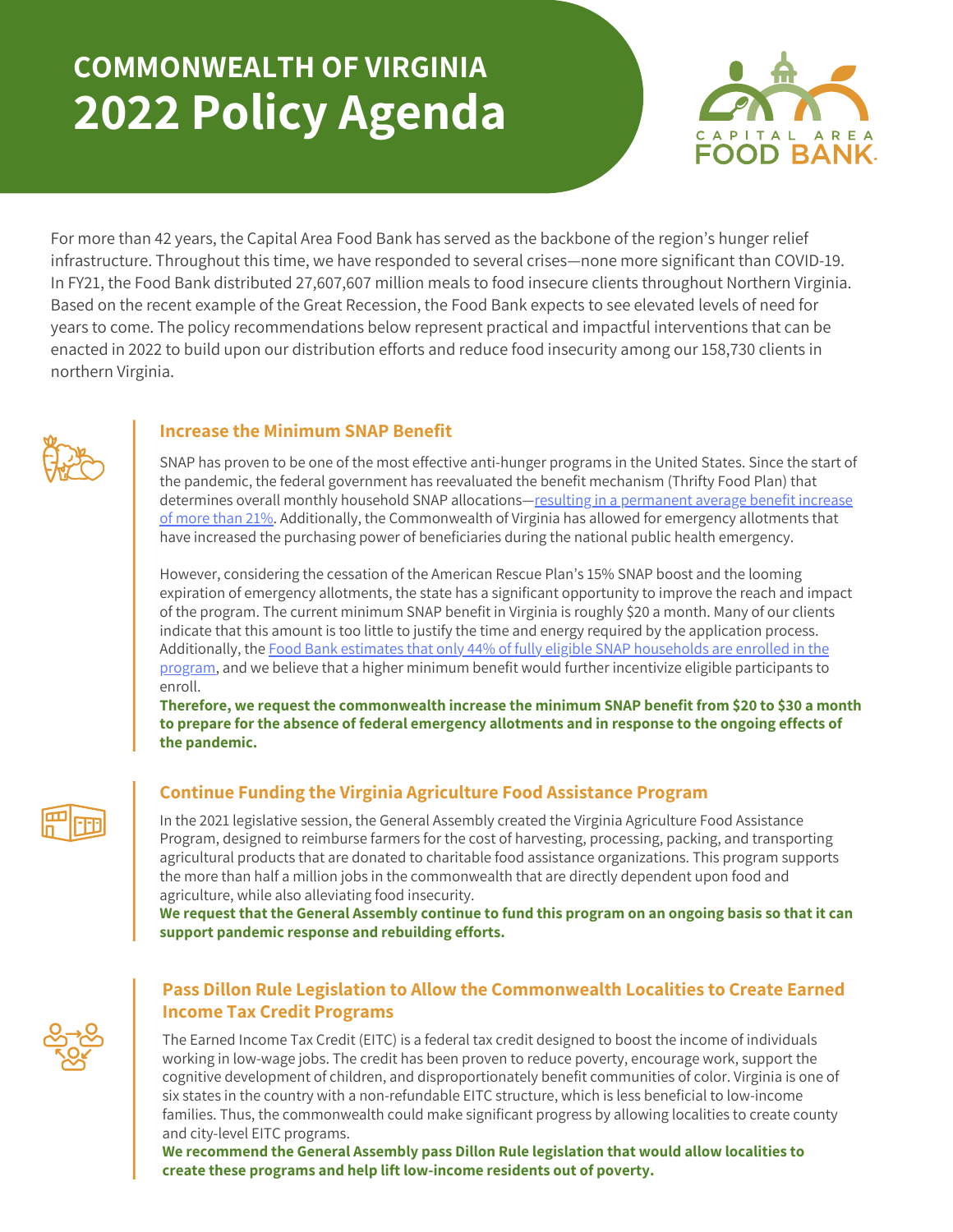# COMMONWEALTH OF VIRGINIA
# 2022 Policy Agenda

CAPITAL AREA FOOD BANK

For more than 42 years, the Capital Area Food Bank has served as the backbone of the region's hunger relief infrastructure. Throughout this time, we have responded to several crises—none more significant than COVID-19. In FY21, the Food Bank distributed 27,607,607 million meals to food insecure clients throughout Northern Virginia. Based on the recent example of the Great Recession, the Food Bank expects to see elevated levels of need for years to come. The policy recommendations below represent practical and impactful interventions that can be enacted in 2022 to build upon our distribution efforts and reduce food insecurity among our 158,730 clients in northern Virginia.

## Increase the Minimum SNAP Benefit

SNAP has proven to be one of the most effective anti-hunger programs in the United States. Since the start of the pandemic, the federal government has reevaluated the benefit mechanism (Thrifty Food Plan) that determines overall monthly household SNAP allocations—resulting in a permanent average benefit increase of more than 21%. Additionally, the Commonwealth of Virginia has allowed for emergency allotments that have increased the purchasing power of beneficiaries during the national public health emergency.

However, considering the cessation of the American Rescue Plan's 15% SNAP boost and the looming expiration of emergency allotments, the state has a significant opportunity to improve the reach and impact of the program. The current minimum SNAP benefit in Virginia is roughly $20 a month. Many of our clients indicate that this amount is too little to justify the time and energy required by the application process. Additionally, the Food Bank estimates that only 44% of fully eligible SNAP households are enrolled in the program, and we believe that a higher minimum benefit would further incentivize eligible participants to enroll.

**Therefore, we request the commonwealth increase the minimum SNAP benefit from $20 to $30 a month to prepare for the absence of federal emergency allotments and in response to the ongoing effects of the pandemic.**

## Continue Funding the Virginia Agriculture Food Assistance Program

In the 2021 legislative session, the General Assembly created the Virginia Agriculture Food Assistance Program, designed to reimburse farmers for the cost of harvesting, processing, packing, and transporting agricultural products that are donated to charitable food assistance organizations. This program supports the more than half a million jobs in the commonwealth that are directly dependent upon food and agriculture, while also alleviating food insecurity.

**We request that the General Assembly continue to fund this program on an ongoing basis so that it can support pandemic response and rebuilding efforts.**

## Pass Dillon Rule Legislation to Allow the Commonwealth Localities to Create Earned Income Tax Credit Programs

The Earned Income Tax Credit (EITC) is a federal tax credit designed to boost the income of individuals working in low-wage jobs. The credit has been proven to reduce poverty, encourage work, support the cognitive development of children, and disproportionately benefit communities of color. Virginia is one of six states in the country with a non-refundable EITC structure, which is less beneficial to low-income families. Thus, the commonwealth could make significant progress by allowing localities to create county and city-level EITC programs.

**We recommend the General Assembly pass Dillon Rule legislation that would allow localities to create these programs and help lift low-income residents out of poverty.**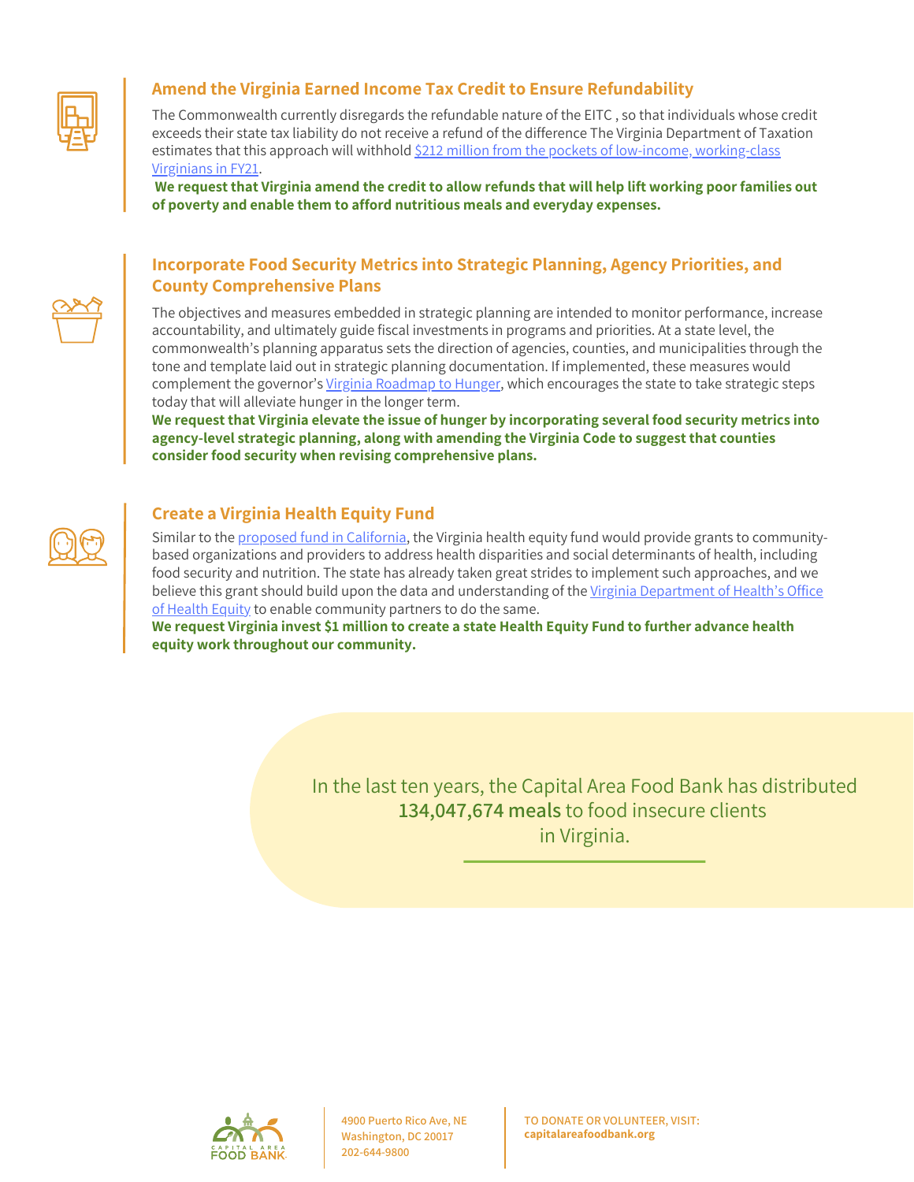## Amend the Virginia Earned Income Tax Credit to Ensure Refundability

The Commonwealth currently disregards the refundable nature of the EITC , so that individuals whose credit exceeds their state tax liability do not receive a refund of the difference The Virginia Department of Taxation estimates that this approach will withhold $212 million from the pockets of low-income, working-class Virginians in FY21.

**We request that Virginia amend the credit to allow refunds that will help lift working poor families out of poverty and enable them to afford nutritious meals and everyday expenses.**

## Incorporate Food Security Metrics into Strategic Planning, Agency Priorities, and County Comprehensive Plans

The objectives and measures embedded in strategic planning are intended to monitor performance, increase accountability, and ultimately guide fiscal investments in programs and priorities. At a state level, the commonwealth's planning apparatus sets the direction of agencies, counties, and municipalities through the tone and template laid out in strategic planning documentation. If implemented, these measures would complement the governor's Virginia Roadmap to Hunger, which encourages the state to take strategic steps today that will alleviate hunger in the longer term.

**We request that Virginia elevate the issue of hunger by incorporating several food security metrics into agency-level strategic planning, along with amending the Virginia Code to suggest that counties consider food security when revising comprehensive plans.**

## Create a Virginia Health Equity Fund

Similar to the proposed fund in California, the Virginia health equity fund would provide grants to community-based organizations and providers to address health disparities and social determinants of health, including food security and nutrition. The state has already taken great strides to implement such approaches, and we believe this grant should build upon the data and understanding of the Virginia Department of Health's Office of Health Equity to enable community partners to do the same.

**We request Virginia invest $1 million to create a state Health Equity Fund to further advance health equity work throughout our community.**

In the last ten years, the Capital Area Food Bank has distributed **134,047,674 meals** to food insecure clients in Virginia.

CAPITAL AREA FOOD BANK

4900 Puerto Rico Ave, NE
Washington, DC 20017
202-644-9800

TO DONATE OR VOLUNTEER, VISIT:
**capitalareafoodbank.org**